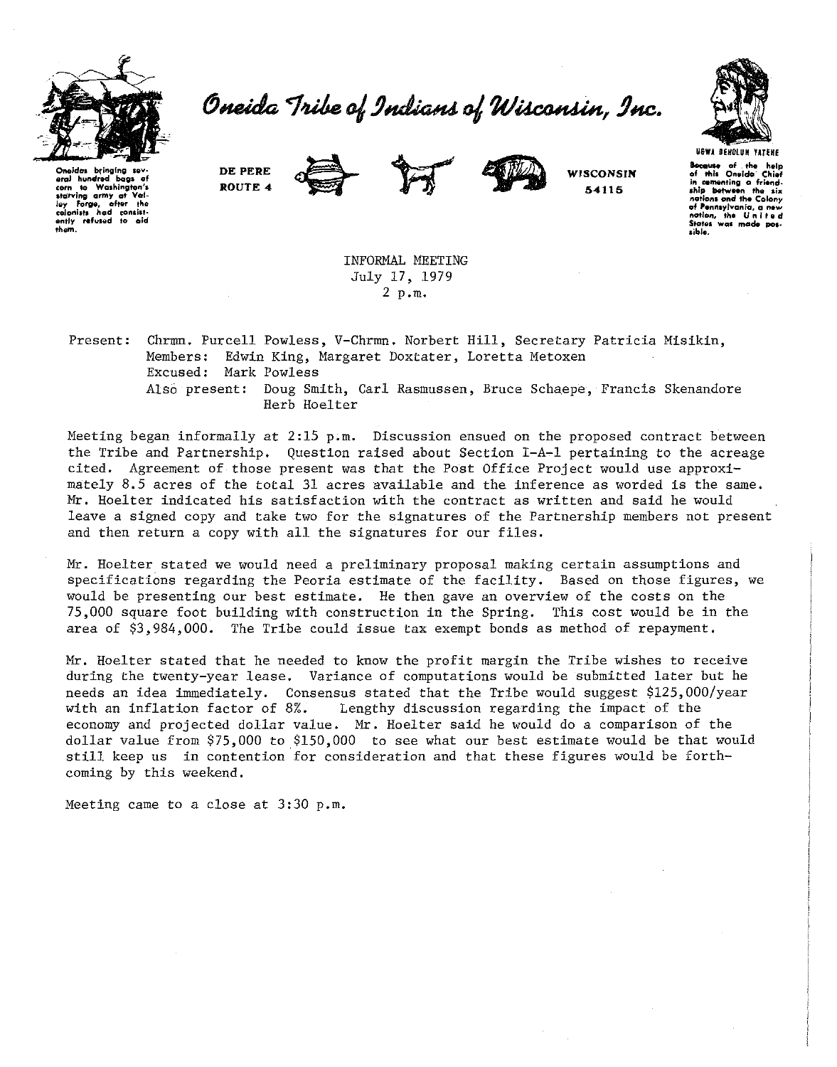# Oneida Tribe of Indians of Wisconsin, Inc.

Oneidas bringing several hundred bags of corn to Washington's starving army at Valley Forge, after the colonists had consistently refused to aid them.

DE PERE
ROUTE 4

WISCONSIN
54115

UGWA DEHOLUN YATEHE

Because of the help of this Oneida Chief in cementing a friendship between the six nations and the Colony of Pennsylvania, a new nation, the United States was made possible.

INFORMAL MEETING
July 17, 1979
2 p.m.

Present: Chrmn. Purcell Powless, V-Chrmn. Norbert Hill, Secretary Patricia Misikin,
Members: Edwin King, Margaret Doxtater, Loretta Metoxen
Excused: Mark Powless
Also present: Doug Smith, Carl Rasmussen, Bruce Schaepe, Francis Skenandore
Herb Hoelter

Meeting began informally at 2:15 p.m. Discussion ensued on the proposed contract between the Tribe and Partnership. Question raised about Section I-A-1 pertaining to the acreage cited. Agreement of those present was that the Post Office Project would use approximately 8.5 acres of the total 31 acres available and the inference as worded is the same. Mr. Hoelter indicated his satisfaction with the contract as written and said he would leave a signed copy and take two for the signatures of the Partnership members not present and then return a copy with all the signatures for our files.

Mr. Hoelter stated we would need a preliminary proposal making certain assumptions and specifications regarding the Peoria estimate of the facility. Based on those figures, we would be presenting our best estimate. He then gave an overview of the costs on the 75,000 square foot building with construction in the Spring. This cost would be in the area of $3,984,000. The Tribe could issue tax exempt bonds as method of repayment.

Mr. Hoelter stated that he needed to know the profit margin the Tribe wishes to receive during the twenty-year lease. Variance of computations would be submitted later but he needs an idea immediately. Consensus stated that the Tribe would suggest $125,000/year with an inflation factor of 8%. Lengthy discussion regarding the impact of the economy and projected dollar value. Mr. Hoelter said he would do a comparison of the dollar value from $75,000 to $150,000 to see what our best estimate would be that would still keep us in contention for consideration and that these figures would be forthcoming by this weekend.

Meeting came to a close at 3:30 p.m.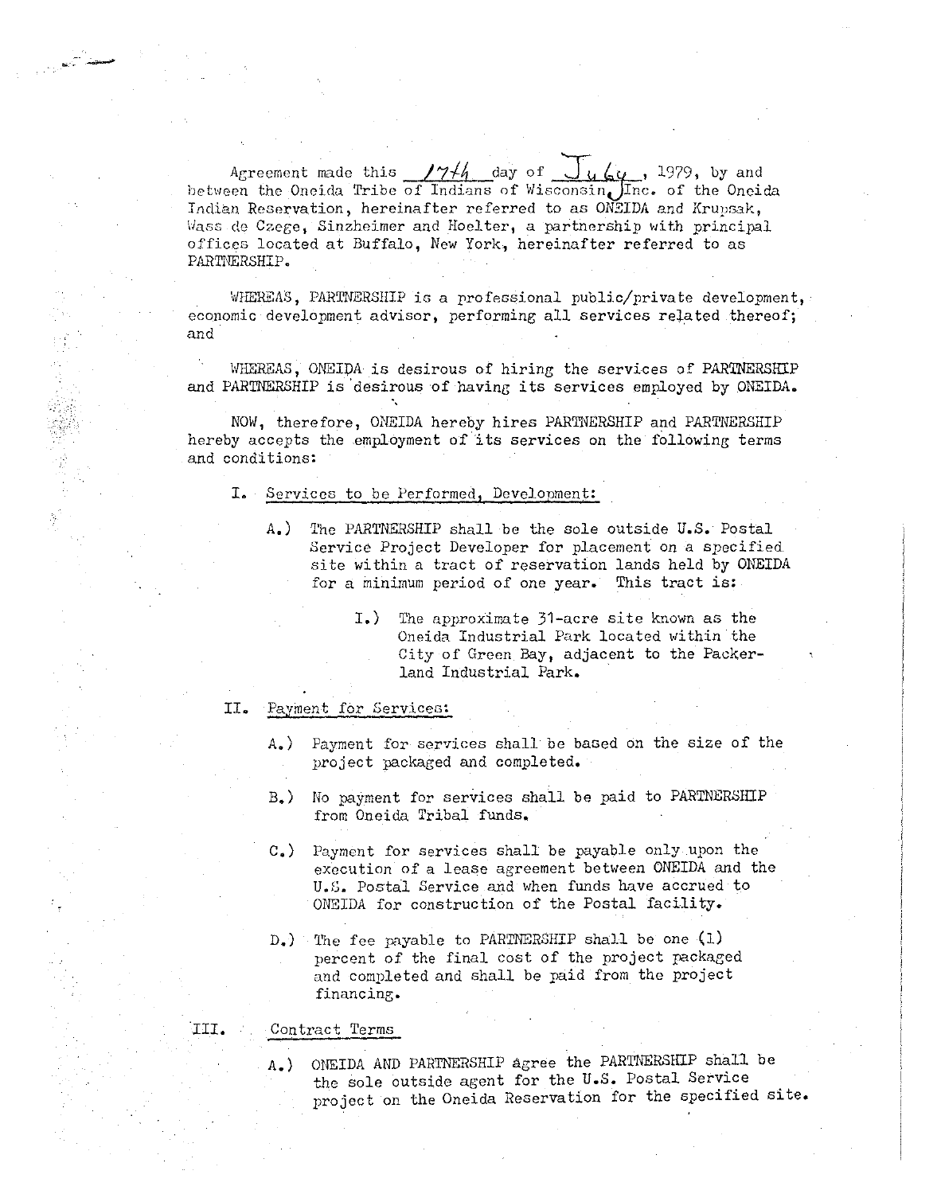Agreement made this 17th day of July, 1979, by and between the Oneida Tribe of Indians of Wisconsin, Inc. of the Oneida Indian Reservation, hereinafter referred to as ONEIDA and Krupsak, Wass de Czege, Sinzheimer and Hoelter, a partnership with principal offices located at Buffalo, New York, hereinafter referred to as PARTNERSHIP.

WHEREAS, PARTNERSHIP is a professional public/private development, economic development advisor, performing all services related thereof; and

WHEREAS, ONEIDA is desirous of hiring the services of PARTNERSHIP and PARTNERSHIP is desirous of having its services employed by ONEIDA.

NOW, therefore, ONEIDA hereby hires PARTNERSHIP and PARTNERSHIP hereby accepts the employment of its services on the following terms and conditions:

I. Services to be Performed, Development:

A.) The PARTNERSHIP shall be the sole outside U.S. Postal Service Project Developer for placement on a specified site within a tract of reservation lands held by ONEIDA for a minimum period of one year. This tract is:

I.) The approximate 31-acre site known as the Oneida Industrial Park located within the City of Green Bay, adjacent to the Packerland Industrial Park.

II. Payment for Services:

A.) Payment for services shall be based on the size of the project packaged and completed.

B.) No payment for services shall be paid to PARTNERSHIP from Oneida Tribal funds.

C.) Payment for services shall be payable only upon the execution of a lease agreement between ONEIDA and the U.S. Postal Service and when funds have accrued to ONEIDA for construction of the Postal facility.

D.) The fee payable to PARTNERSHIP shall be one (1) percent of the final cost of the project packaged and completed and shall be paid from the project financing.

III. Contract Terms

A.) ONEIDA AND PARTNERSHIP agree the PARTNERSHIP shall be the sole outside agent for the U.S. Postal Service project on the Oneida Reservation for the specified site.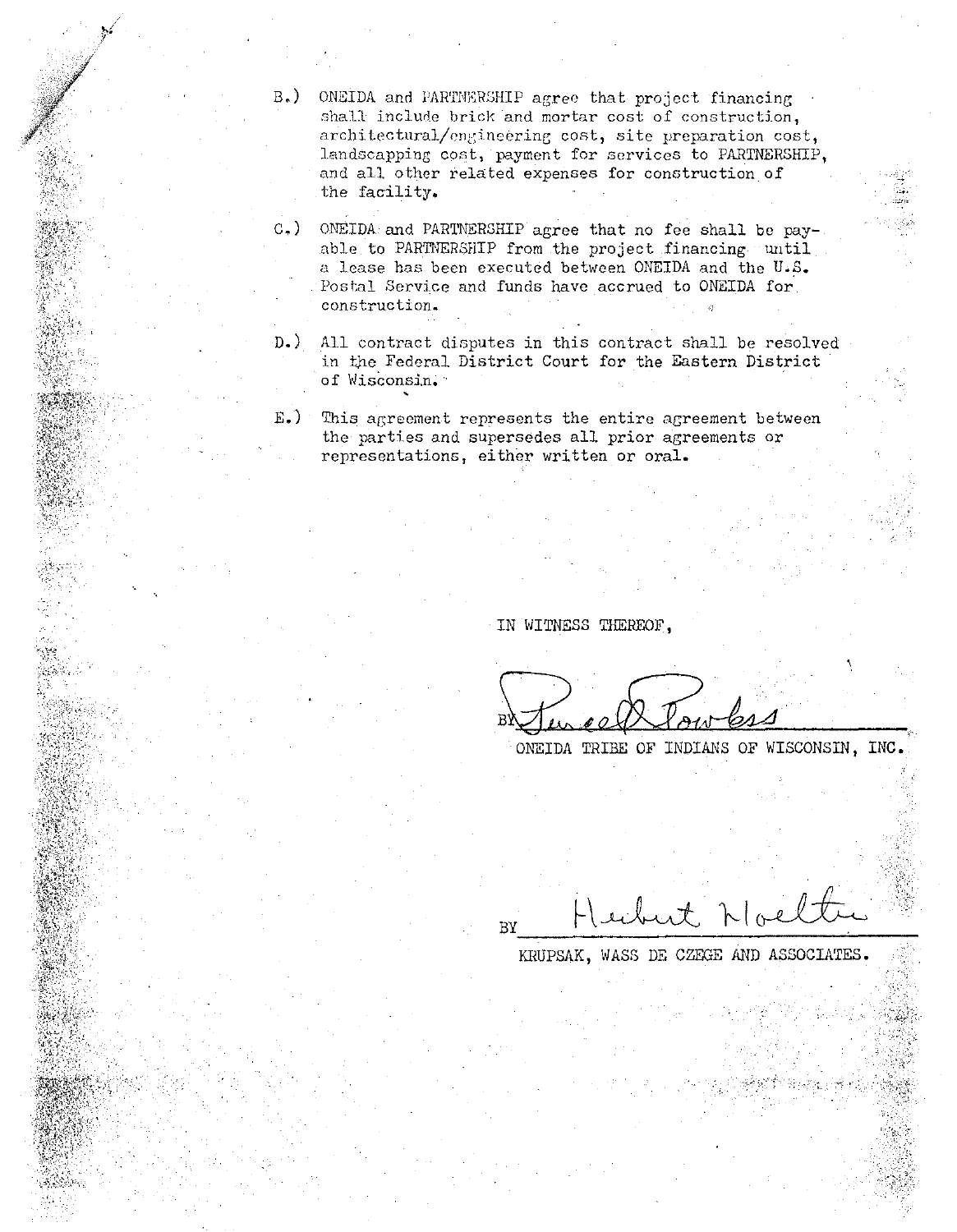B.) ONEIDA and PARTNERSHIP agree that project financing shall include brick and mortar cost of construction, architectural/engineering cost, site preparation cost, landscapping cost, payment for services to PARTNERSHIP, and all other related expenses for construction of the facility.

C.) ONEIDA and PARTNERSHIP agree that no fee shall be payable to PARTNERSHIP from the project financing until a lease has been executed between ONEIDA and the U.S. Postal Service and funds have accrued to ONEIDA for construction.

D.) All contract disputes in this contract shall be resolved in the Federal District Court for the Eastern District of Wisconsin.

E.) This agreement represents the entire agreement between the parties and supersedes all prior agreements or representations, either written or oral.

IN WITNESS THEREOF,

BY Purcell Powless
ONEIDA TRIBE OF INDIANS OF WISCONSIN, INC.

BY Herbert Hoelter
KRUPSAK, WASS DE CZEGE AND ASSOCIATES.